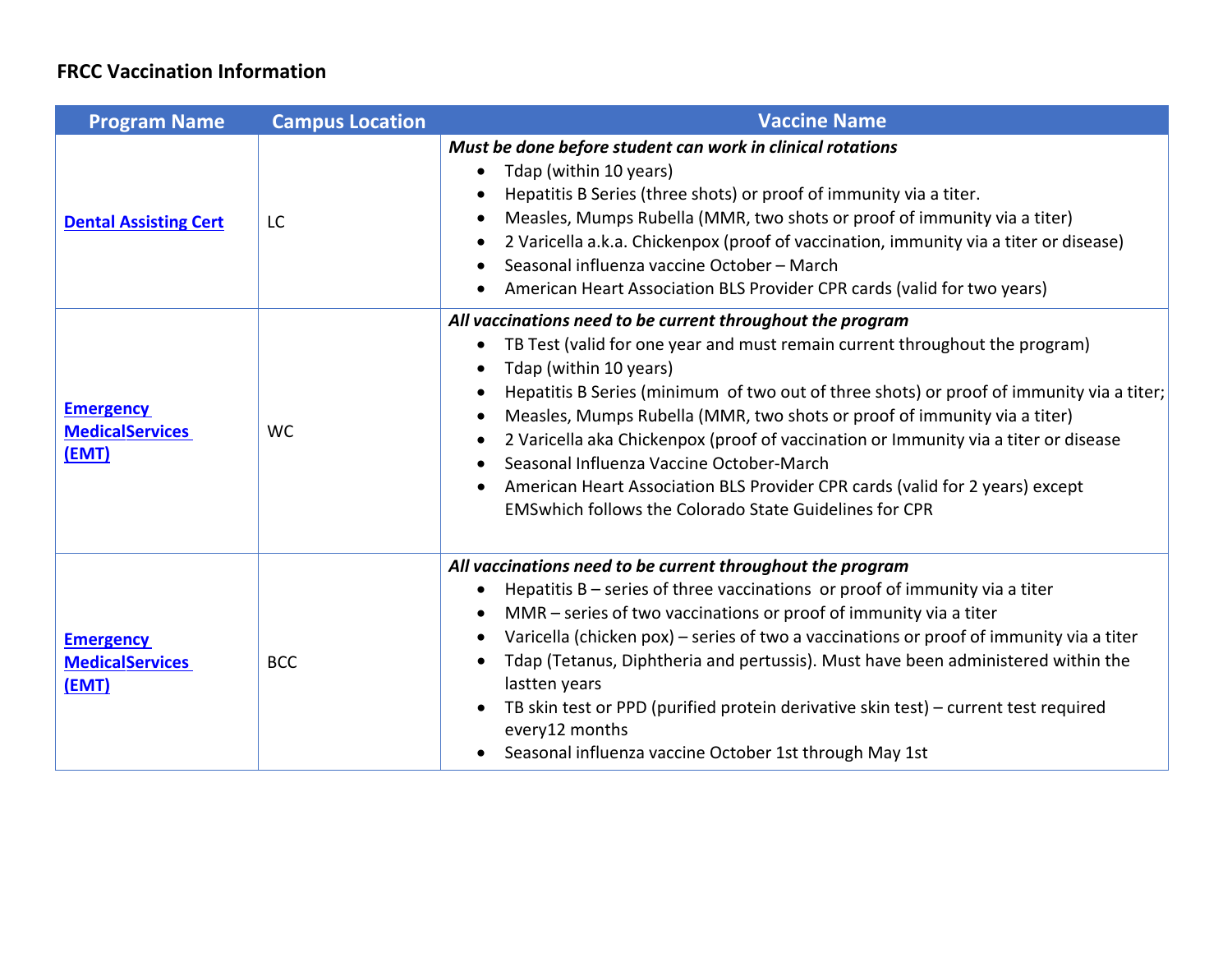**FRCC Vaccination Information**

| Program Name | Campus Location | Vaccine Name |
|---|---|---|
| [Dental Assisting Cert]() | LC | ***Must be done before student can work in clinical rotations***<br>• Tdap (within 10 years)<br>• Hepatitis B Series (three shots) or proof of immunity via a titer.<br>• Measles, Mumps Rubella (MMR, two shots or proof of immunity via a titer)<br>• 2 Varicella a.k.a. Chickenpox (proof of vaccination, immunity via a titer or disease)<br>• Seasonal influenza vaccine October – March<br>• American Heart Association BLS Provider CPR cards (valid for two years) |
| [Emergency MedicalServices (EMT)]() | WC | ***All vaccinations need to be current throughout the program***<br>• TB Test (valid for one year and must remain current throughout the program)<br>• Tdap (within 10 years)<br>• Hepatitis B Series (minimum of two out of three shots) or proof of immunity via a titer;<br>• Measles, Mumps Rubella (MMR, two shots or proof of immunity via a titer)<br>• 2 Varicella aka Chickenpox (proof of vaccination or Immunity via a titer or disease<br>• Seasonal Influenza Vaccine October-March<br>• American Heart Association BLS Provider CPR cards (valid for 2 years) except EMSwhich follows the Colorado State Guidelines for CPR |
| [Emergency MedicalServices (EMT)]() | BCC | ***All vaccinations need to be current throughout the program***<br>• Hepatitis B – series of three vaccinations or proof of immunity via a titer<br>• MMR – series of two vaccinations or proof of immunity via a titer<br>• Varicella (chicken pox) – series of two a vaccinations or proof of immunity via a titer<br>• Tdap (Tetanus, Diphtheria and pertussis). Must have been administered within the lastten years<br>• TB skin test or PPD (purified protein derivative skin test) – current test required every12 months<br>• Seasonal influenza vaccine October 1st through May 1st |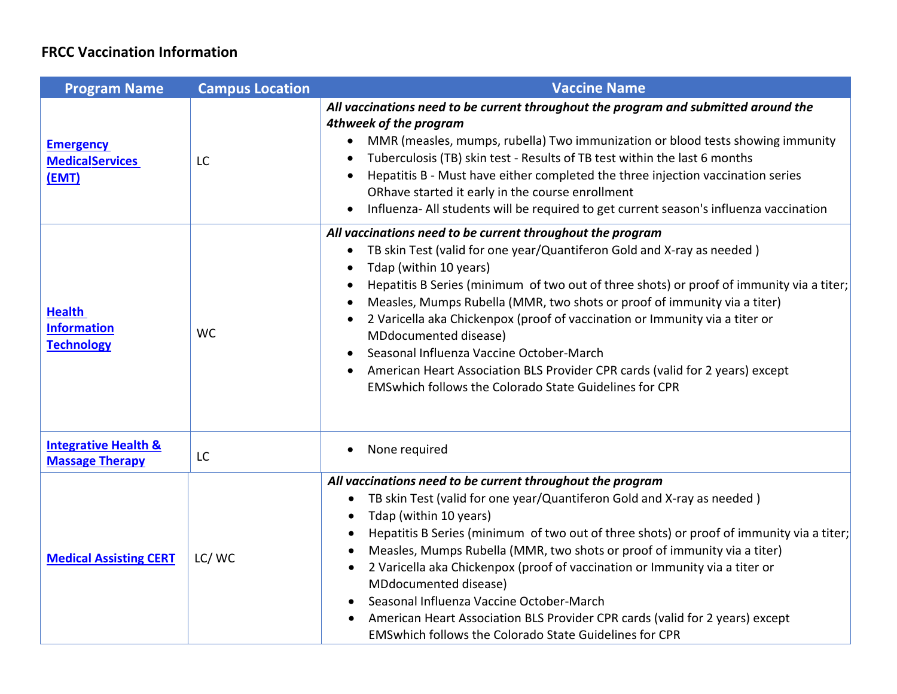**FRCC Vaccination Information**

| Program Name | Campus Location | Vaccine Name |
|---|---|---|
| Emergency MedicalServices (EMT) | LC | ***All vaccinations need to be current throughout the program and submitted around the 4thweek of the program*** <br>• MMR (measles, mumps, rubella) Two immunization or blood tests showing immunity <br>• Tuberculosis (TB) skin test - Results of TB test within the last 6 months <br>• Hepatitis B - Must have either completed the three injection vaccination series ORhave started it early in the course enrollment <br>• Influenza- All students will be required to get current season's influenza vaccination |
| Health Information Technology | WC | ***All vaccinations need to be current throughout the program*** <br>• TB skin Test (valid for one year/Quantiferon Gold and X-ray as needed ) <br>• Tdap (within 10 years) <br>• Hepatitis B Series (minimum of two out of three shots) or proof of immunity via a titer; <br>• Measles, Mumps Rubella (MMR, two shots or proof of immunity via a titer) <br>• 2 Varicella aka Chickenpox (proof of vaccination or Immunity via a titer or MDdocumented disease) <br>• Seasonal Influenza Vaccine October-March <br>• American Heart Association BLS Provider CPR cards (valid for 2 years) except EMSwhich follows the Colorado State Guidelines for CPR |
| Integrative Health & Massage Therapy | LC | • None required |
| Medical Assisting CERT | LC/ WC | ***All vaccinations need to be current throughout the program*** <br>• TB skin Test (valid for one year/Quantiferon Gold and X-ray as needed ) <br>• Tdap (within 10 years) <br>• Hepatitis B Series (minimum of two out of three shots) or proof of immunity via a titer; <br>• Measles, Mumps Rubella (MMR, two shots or proof of immunity via a titer) <br>• 2 Varicella aka Chickenpox (proof of vaccination or Immunity via a titer or MDdocumented disease) <br>• Seasonal Influenza Vaccine October-March <br>• American Heart Association BLS Provider CPR cards (valid for 2 years) except EMSwhich follows the Colorado State Guidelines for CPR |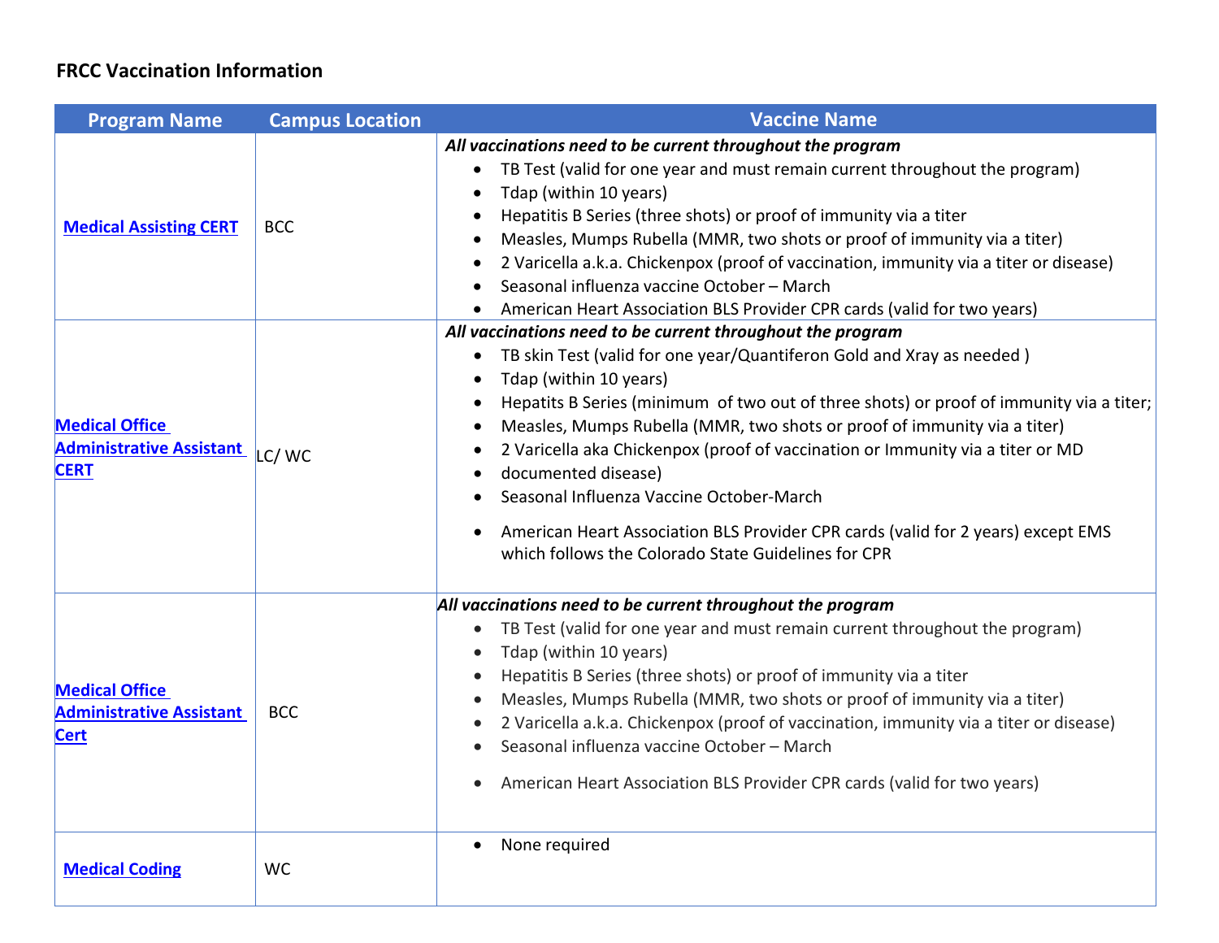**FRCC Vaccination Information**

| Program Name | Campus Location | Vaccine Name |
|---|---|---|
| Medical Assisting CERT | BCC | ***All vaccinations need to be current throughout the program***<br>• TB Test (valid for one year and must remain current throughout the program)<br>• Tdap (within 10 years)<br>• Hepatitis B Series (three shots) or proof of immunity via a titer<br>• Measles, Mumps Rubella (MMR, two shots or proof of immunity via a titer)<br>• 2 Varicella a.k.a. Chickenpox (proof of vaccination, immunity via a titer or disease)<br>• Seasonal influenza vaccine October – March<br>• American Heart Association BLS Provider CPR cards (valid for two years) |
| Medical Office Administrative Assistant CERT | LC/ WC | ***All vaccinations need to be current throughout the program***<br>• TB skin Test (valid for one year/Quantiferon Gold and Xray as needed )<br>• Tdap (within 10 years)<br>• Hepatits B Series (minimum of two out of three shots) or proof of immunity via a titer;<br>• Measles, Mumps Rubella (MMR, two shots or proof of immunity via a titer)<br>• 2 Varicella aka Chickenpox (proof of vaccination or Immunity via a titer or MD<br>• documented disease)<br>• Seasonal Influenza Vaccine October-March<br>• American Heart Association BLS Provider CPR cards (valid for 2 years) except EMS which follows the Colorado State Guidelines for CPR |
| Medical Office Administrative Assistant Cert | BCC | ***All vaccinations need to be current throughout the program***<br>• TB Test (valid for one year and must remain current throughout the program)<br>• Tdap (within 10 years)<br>• Hepatitis B Series (three shots) or proof of immunity via a titer<br>• Measles, Mumps Rubella (MMR, two shots or proof of immunity via a titer)<br>• 2 Varicella a.k.a. Chickenpox (proof of vaccination, immunity via a titer or disease)<br>• Seasonal influenza vaccine October – March<br>• American Heart Association BLS Provider CPR cards (valid for two years) |
| Medical Coding | WC | • None required |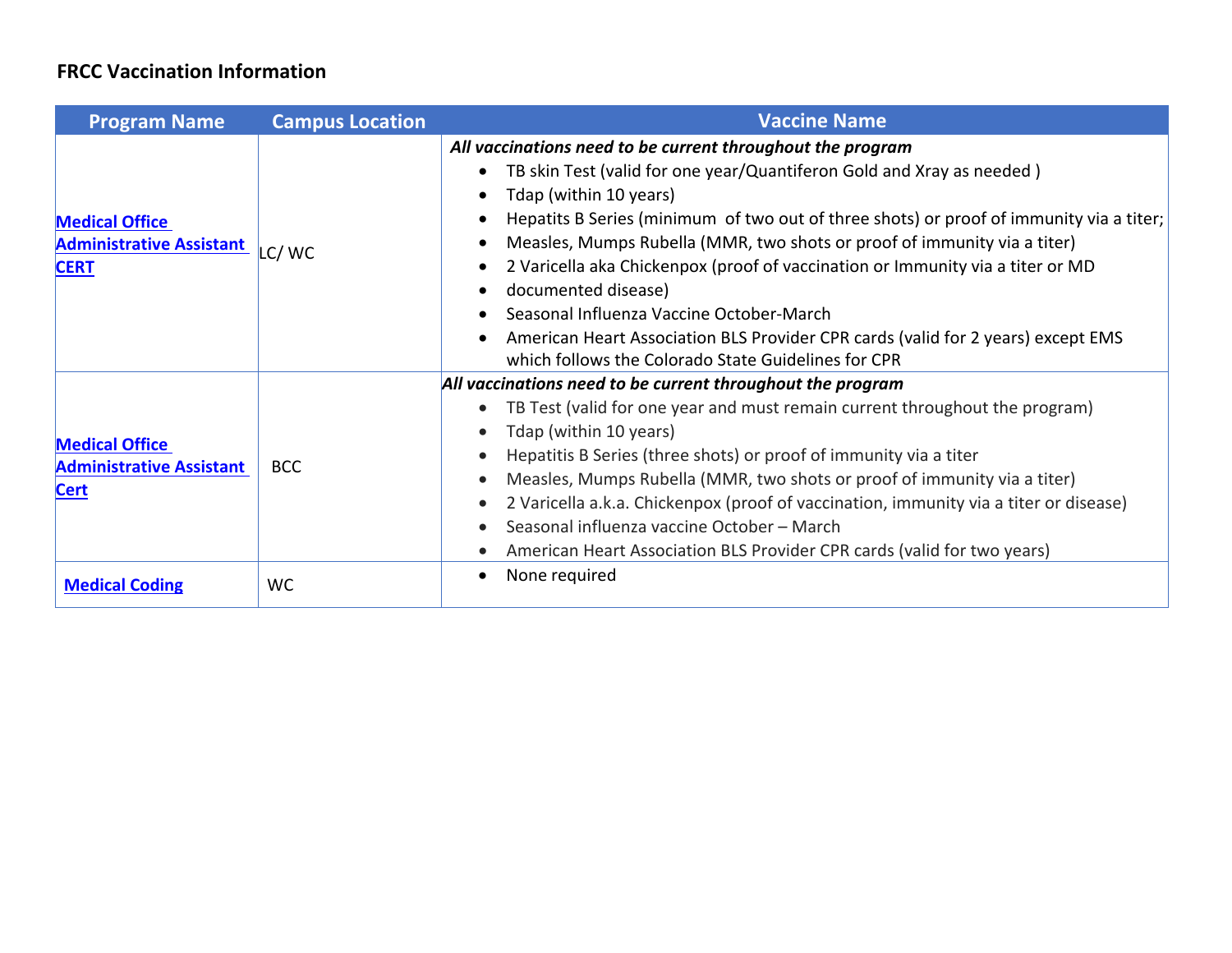**FRCC Vaccination Information**

| Program Name | Campus Location | Vaccine Name |
|---|---|---|
| [Medical Office Administrative Assistant CERT] | LC/ WC | ***All vaccinations need to be current throughout the program*** <br>• TB skin Test (valid for one year/Quantiferon Gold and Xray as needed ) <br>• Tdap (within 10 years) <br>• Hepatits B Series (minimum of two out of three shots) or proof of immunity via a titer; <br>• Measles, Mumps Rubella (MMR, two shots or proof of immunity via a titer) <br>• 2 Varicella aka Chickenpox (proof of vaccination or Immunity via a titer or MD <br>• documented disease) <br>• Seasonal Influenza Vaccine October-March <br>• American Heart Association BLS Provider CPR cards (valid for 2 years) except EMS which follows the Colorado State Guidelines for CPR |
| [Medical Office Administrative Assistant Cert] | BCC | ***All vaccinations need to be current throughout the program*** <br>• TB Test (valid for one year and must remain current throughout the program) <br>• Tdap (within 10 years) <br>• Hepatitis B Series (three shots) or proof of immunity via a titer <br>• Measles, Mumps Rubella (MMR, two shots or proof of immunity via a titer) <br>• 2 Varicella a.k.a. Chickenpox (proof of vaccination, immunity via a titer or disease) <br>• Seasonal influenza vaccine October – March <br>• American Heart Association BLS Provider CPR cards (valid for two years) |
| [Medical Coding] | WC | • None required |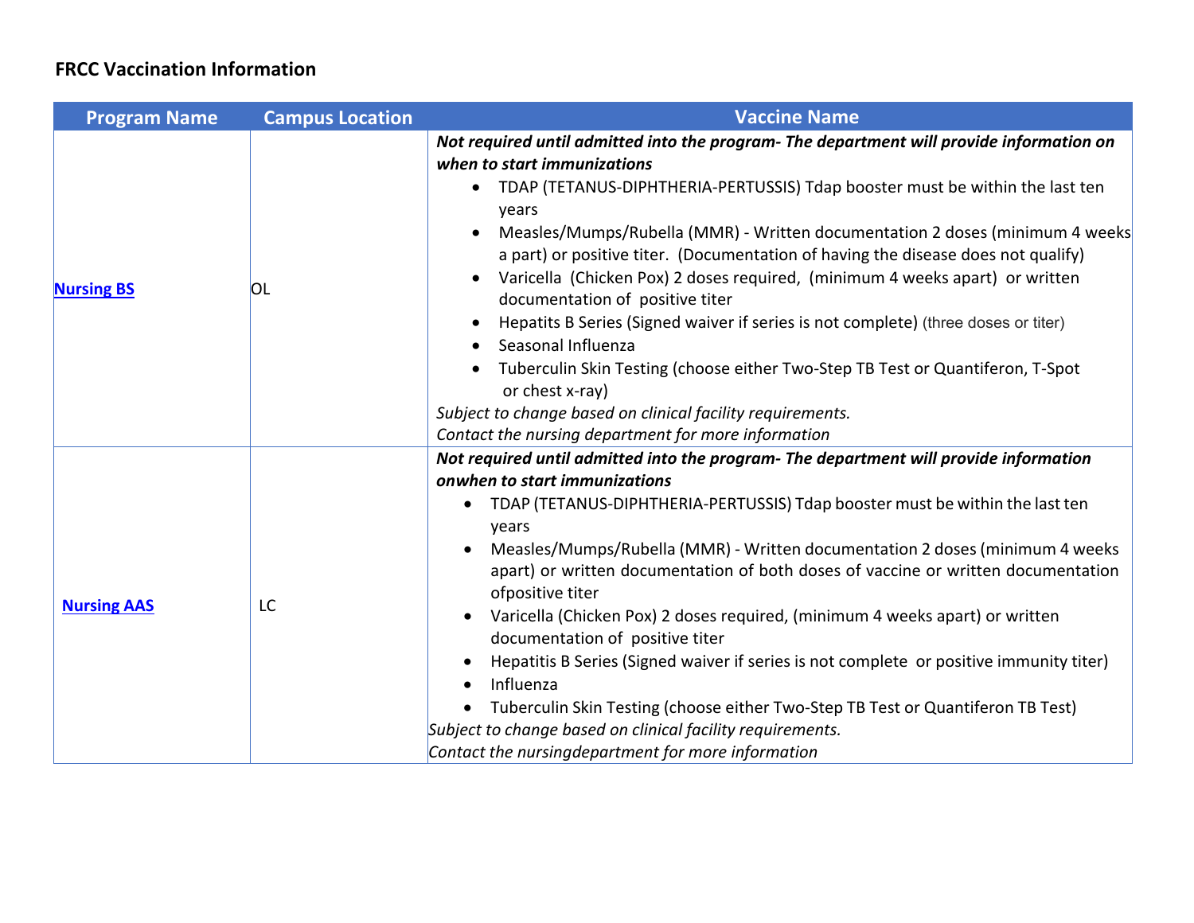**FRCC Vaccination Information**

| Program Name | Campus Location | Vaccine Name |
| --- | --- | --- |
| [Nursing BS]() | OL | ***Not required until admitted into the program- The department will provide information on when to start immunizations***<br>• TDAP (TETANUS-DIPHTHERIA-PERTUSSIS) Tdap booster must be within the last ten years<br>• Measles/Mumps/Rubella (MMR) - Written documentation 2 doses (minimum 4 weeks a part) or positive titer. (Documentation of having the disease does not qualify)<br>• Varicella (Chicken Pox) 2 doses required, (minimum 4 weeks apart) or written documentation of positive titer<br>• Hepatits B Series (Signed waiver if series is not complete) (three doses or titer)<br>• Seasonal Influenza<br>• Tuberculin Skin Testing (choose either Two-Step TB Test or Quantiferon, T-Spot or chest x-ray)<br>*Subject to change based on clinical facility requirements.*<br>*Contact the nursing department for more information* |
| [Nursing AAS]() | LC | ***Not required until admitted into the program- The department will provide information onwhen to start immunizations***<br>• TDAP (TETANUS-DIPHTHERIA-PERTUSSIS) Tdap booster must be within the last ten years<br>• Measles/Mumps/Rubella (MMR) - Written documentation 2 doses (minimum 4 weeks apart) or written documentation of both doses of vaccine or written documentation ofpositive titer<br>• Varicella (Chicken Pox) 2 doses required, (minimum 4 weeks apart) or written documentation of positive titer<br>• Hepatitis B Series (Signed waiver if series is not complete or positive immunity titer)<br>• Influenza<br>• Tuberculin Skin Testing (choose either Two-Step TB Test or Quantiferon TB Test)<br>*Subject to change based on clinical facility requirements.*<br>*Contact the nursingdepartment for more information* |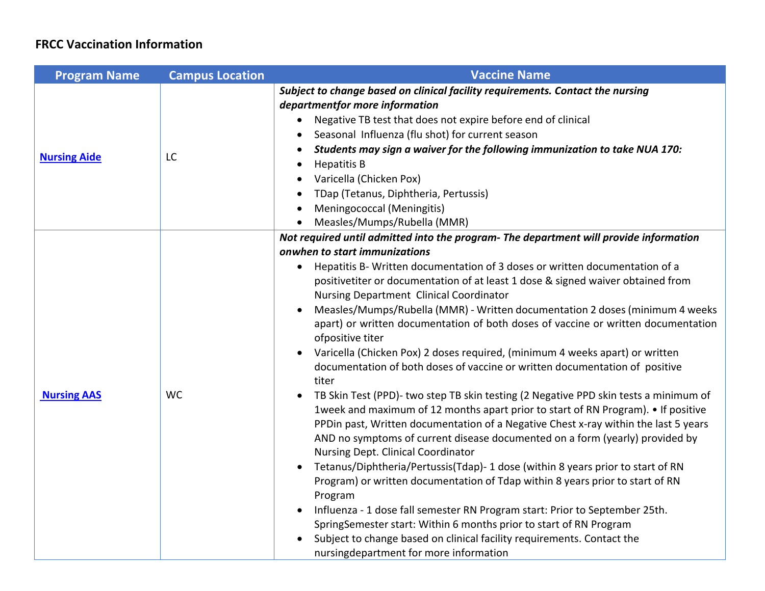**FRCC Vaccination Information**

| Program Name | Campus Location | Vaccine Name |
|---|---|---|
| [Nursing Aide]() | LC | ***Subject to change based on clinical facility requirements. Contact the nursing departmentfor more information*** <br>• Negative TB test that does not expire before end of clinical<br>• Seasonal Influenza (flu shot) for current season<br>• ***Students may sign a waiver for the following immunization to take NUA 170:***<br>• Hepatitis B<br>• Varicella (Chicken Pox)<br>• TDap (Tetanus, Diphtheria, Pertussis)<br>• Meningococcal (Meningitis)<br>• Measles/Mumps/Rubella (MMR) |
| [Nursing AAS]() | WC | ***Not required until admitted into the program- The department will provide information onwhen to start immunizations*** <br>• Hepatitis B- Written documentation of 3 doses or written documentation of a positivetiter or documentation of at least 1 dose & signed waiver obtained from Nursing Department Clinical Coordinator<br>• Measles/Mumps/Rubella (MMR) - Written documentation 2 doses (minimum 4 weeks apart) or written documentation of both doses of vaccine or written documentation ofpositive titer<br>• Varicella (Chicken Pox) 2 doses required, (minimum 4 weeks apart) or written documentation of both doses of vaccine or written documentation of positive titer<br>• TB Skin Test (PPD)- two step TB skin testing (2 Negative PPD skin tests a minimum of 1week and maximum of 12 months apart prior to start of RN Program). • If positive PPDin past, Written documentation of a Negative Chest x-ray within the last 5 years AND no symptoms of current disease documented on a form (yearly) provided by Nursing Dept. Clinical Coordinator<br>• Tetanus/Diphtheria/Pertussis(Tdap)- 1 dose (within 8 years prior to start of RN Program) or written documentation of Tdap within 8 years prior to start of RN Program<br>• Influenza - 1 dose fall semester RN Program start: Prior to September 25th. SpringSemester start: Within 6 months prior to start of RN Program<br>• Subject to change based on clinical facility requirements. Contact the nursingdepartment for more information |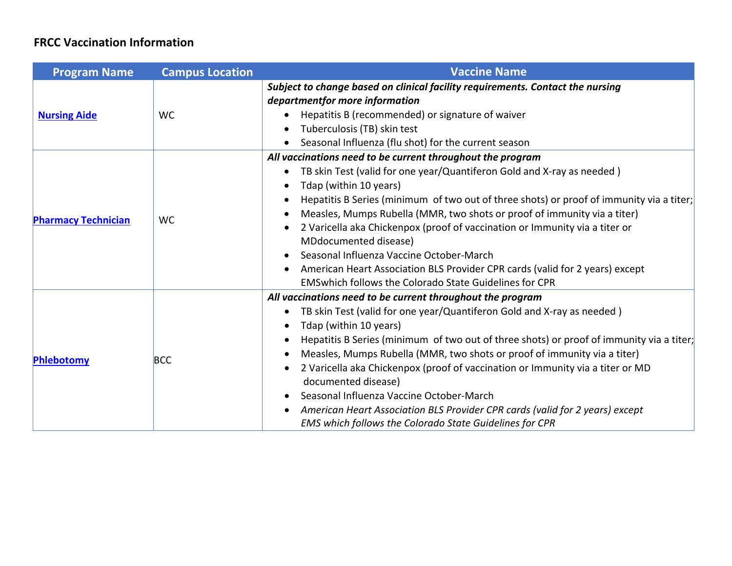**FRCC Vaccination Information**

| Program Name | Campus Location | Vaccine Name |
| --- | --- | --- |
| **Nursing Aide** | WC | ***Subject to change based on clinical facility requirements. Contact the nursing departmentfor more information***<br>• Hepatitis B (recommended) or signature of waiver<br>• Tuberculosis (TB) skin test<br>• Seasonal Influenza (flu shot) for the current season |
| **Pharmacy Technician** | WC | ***All vaccinations need to be current throughout the program***<br>• TB skin Test (valid for one year/Quantiferon Gold and X-ray as needed )<br>• Tdap (within 10 years)<br>• Hepatitis B Series (minimum of two out of three shots) or proof of immunity via a titer;<br>• Measles, Mumps Rubella (MMR, two shots or proof of immunity via a titer)<br>• 2 Varicella aka Chickenpox (proof of vaccination or Immunity via a titer or MDdocumented disease)<br>• Seasonal Influenza Vaccine October-March<br>• American Heart Association BLS Provider CPR cards (valid for 2 years) except EMSwhich follows the Colorado State Guidelines for CPR |
| **Phlebotomy** | BCC | ***All vaccinations need to be current throughout the program***<br>• TB skin Test (valid for one year/Quantiferon Gold and X-ray as needed )<br>• Tdap (within 10 years)<br>• Hepatitis B Series (minimum of two out of three shots) or proof of immunity via a titer;<br>• Measles, Mumps Rubella (MMR, two shots or proof of immunity via a titer)<br>• 2 Varicella aka Chickenpox (proof of vaccination or Immunity via a titer or MD documented disease)<br>• Seasonal Influenza Vaccine October-March<br>• *American Heart Association BLS Provider CPR cards (valid for 2 years) except EMS which follows the Colorado State Guidelines for CPR* |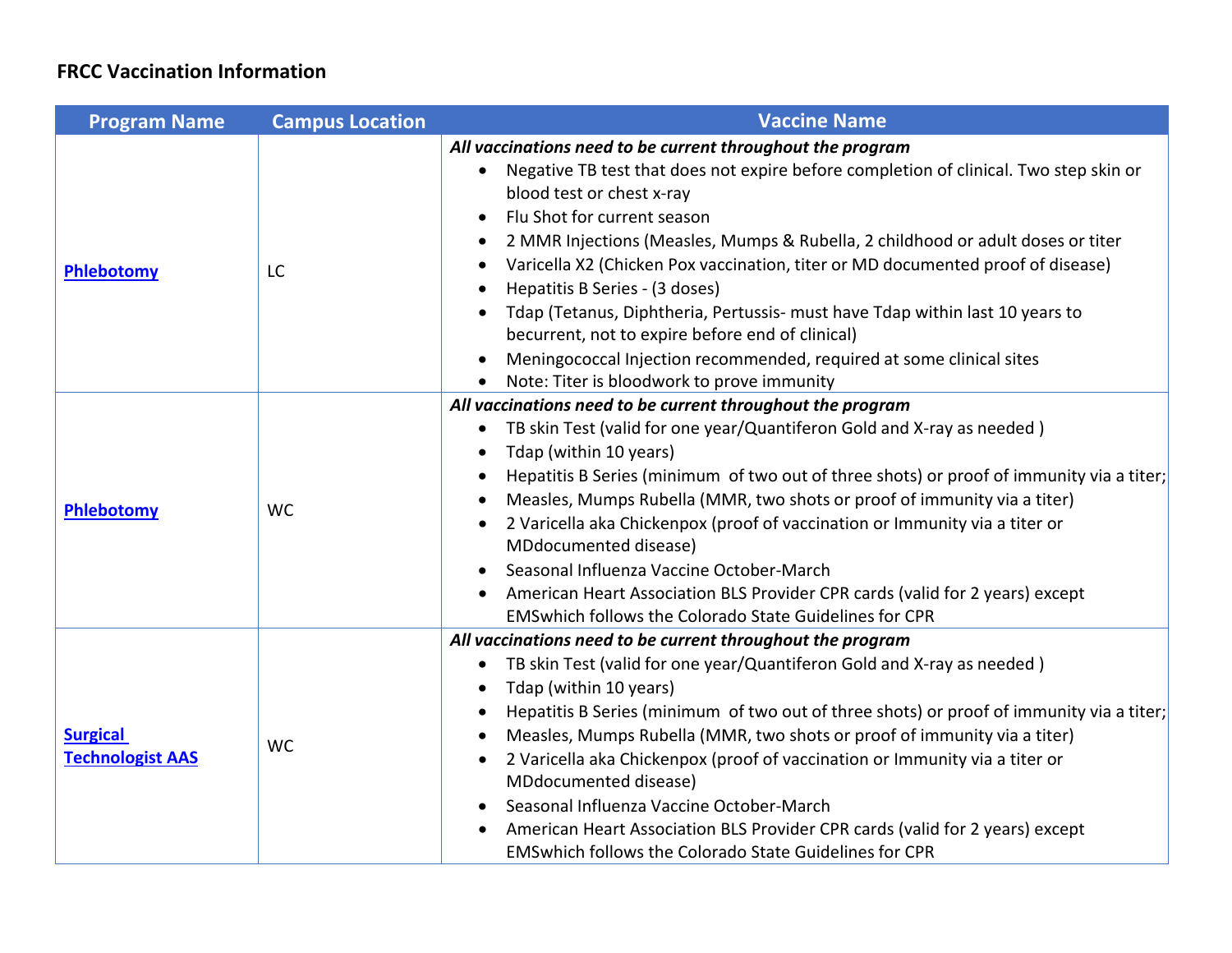**FRCC Vaccination Information**

| Program Name | Campus Location | Vaccine Name |
|---|---|---|
| [Phlebotomy]() | LC | ***All vaccinations need to be current throughout the program*** <br>• Negative TB test that does not expire before completion of clinical. Two step skin or blood test or chest x-ray <br>• Flu Shot for current season <br>• 2 MMR Injections (Measles, Mumps & Rubella, 2 childhood or adult doses or titer <br>• Varicella X2 (Chicken Pox vaccination, titer or MD documented proof of disease) <br>• Hepatitis B Series - (3 doses) <br>• Tdap (Tetanus, Diphtheria, Pertussis- must have Tdap within last 10 years to becurrent, not to expire before end of clinical) <br>• Meningococcal Injection recommended, required at some clinical sites <br>• Note: Titer is bloodwork to prove immunity |
| [Phlebotomy]() | WC | ***All vaccinations need to be current throughout the program*** <br>• TB skin Test (valid for one year/Quantiferon Gold and X-ray as needed ) <br>• Tdap (within 10 years) <br>• Hepatitis B Series (minimum of two out of three shots) or proof of immunity via a titer; <br>• Measles, Mumps Rubella (MMR, two shots or proof of immunity via a titer) <br>• 2 Varicella aka Chickenpox (proof of vaccination or Immunity via a titer or MDdocumented disease) <br>• Seasonal Influenza Vaccine October-March <br>• American Heart Association BLS Provider CPR cards (valid for 2 years) except EMSwhich follows the Colorado State Guidelines for CPR |
| [Surgical Technologist AAS]() | WC | ***All vaccinations need to be current throughout the program*** <br>• TB skin Test (valid for one year/Quantiferon Gold and X-ray as needed ) <br>• Tdap (within 10 years) <br>• Hepatitis B Series (minimum of two out of three shots) or proof of immunity via a titer; <br>• Measles, Mumps Rubella (MMR, two shots or proof of immunity via a titer) <br>• 2 Varicella aka Chickenpox (proof of vaccination or Immunity via a titer or MDdocumented disease) <br>• Seasonal Influenza Vaccine October-March <br>• American Heart Association BLS Provider CPR cards (valid for 2 years) except EMSwhich follows the Colorado State Guidelines for CPR |